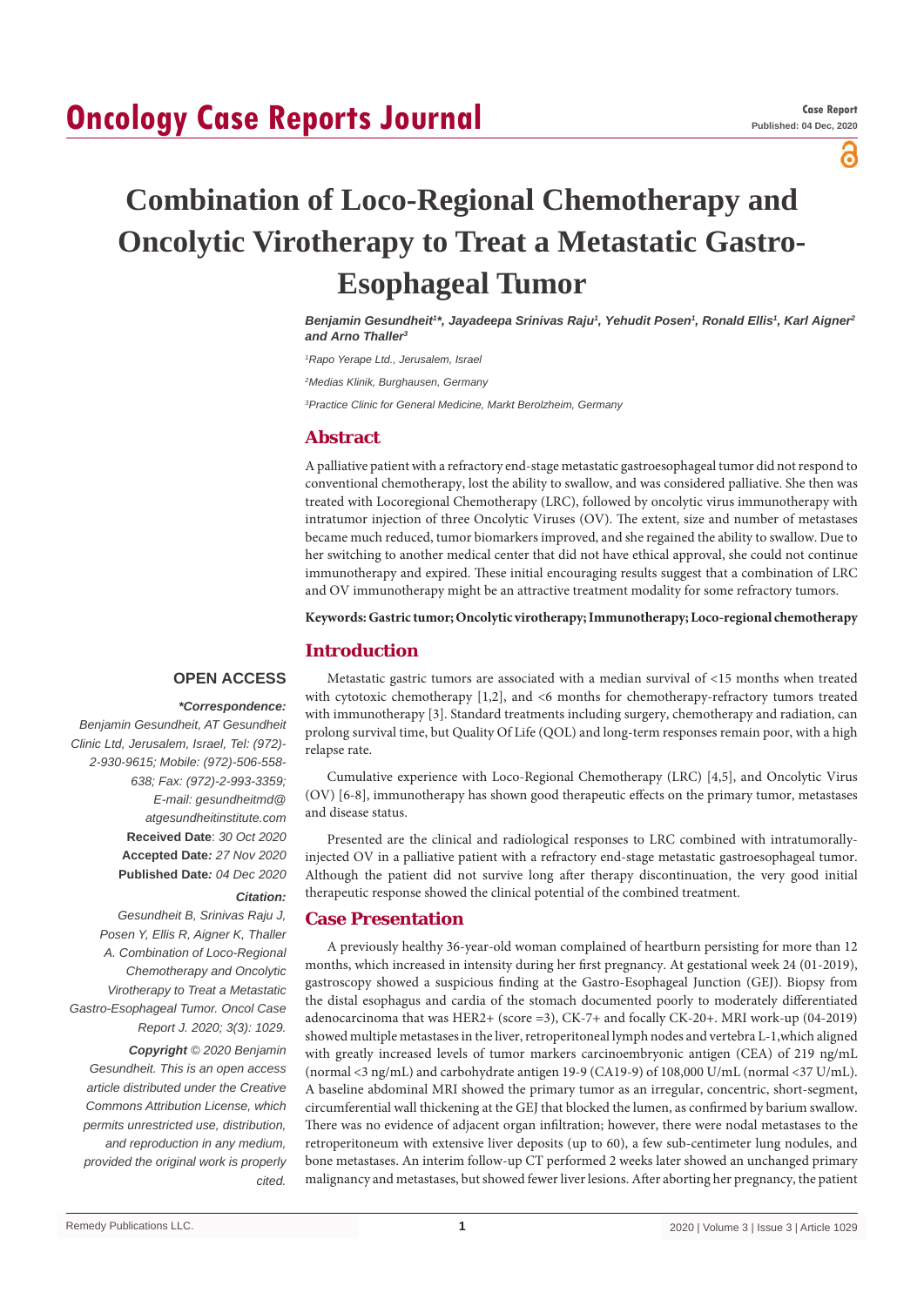# Oncology Case Reports Journal

**Case Report**
**Published: 04 Dec, 2020**

# Combination of Loco-Regional Chemotherapy and Oncolytic Virotherapy to Treat a Metastatic Gastro-Esophageal Tumor

***Benjamin Gesundheit[1]\*, Jayadeepa Srinivas Raju[1], Yehudit Posen[1], Ronald Ellis[1], Karl Aigner[2] and Arno Thaller[3]***

*[1]Rapo Yerape Ltd., Jerusalem, Israel*

*[2]Medias Klinik, Burghausen, Germany*

*[3]Practice Clinic for General Medicine, Markt Berolzheim, Germany*

## Abstract

A palliative patient with a refractory end-stage metastatic gastroesophageal tumor did not respond to conventional chemotherapy, lost the ability to swallow, and was considered palliative. She then was treated with Locoregional Chemotherapy (LRC), followed by oncolytic virus immunotherapy with intratumor injection of three Oncolytic Viruses (OV). The extent, size and number of metastases became much reduced, tumor biomarkers improved, and she regained the ability to swallow. Due to her switching to another medical center that did not have ethical approval, she could not continue immunotherapy and expired. These initial encouraging results suggest that a combination of LRC and OV immunotherapy might be an attractive treatment modality for some refractory tumors.

**Keywords: Gastric tumor; Oncolytic virotherapy; Immunotherapy; Loco-regional chemotherapy**

**OPEN ACCESS**

***\*Correspondence:***

*Benjamin Gesundheit, AT Gesundheit Clinic Ltd, Jerusalem, Israel, Tel: (972)-2-930-9615; Mobile: (972)-506-558-638; Fax: (972)-2-993-3359;*
*E-mail: gesundheitmd@atgesundheitinstitute.com*

**Received Date**: *30 Oct 2020*
**Accepted Date***: 27 Nov 2020*
**Published Date***: 04 Dec 2020*

***Citation:***

*Gesundheit B, Srinivas Raju J, Posen Y, Ellis R, Aigner K, Thaller A. Combination of Loco-Regional Chemotherapy and Oncolytic Virotherapy to Treat a Metastatic Gastro-Esophageal Tumor. Oncol Case Report J. 2020; 3(3): 1029.*

***Copyright** © 2020 Benjamin Gesundheit. This is an open access article distributed under the Creative Commons Attribution License, which permits unrestricted use, distribution, and reproduction in any medium, provided the original work is properly cited.*

## Introduction

Metastatic gastric tumors are associated with a median survival of <15 months when treated with cytotoxic chemotherapy [1,2], and <6 months for chemotherapy-refractory tumors treated with immunotherapy [3]. Standard treatments including surgery, chemotherapy and radiation, can prolong survival time, but Quality Of Life (QOL) and long-term responses remain poor, with a high relapse rate.

Cumulative experience with Loco-Regional Chemotherapy (LRC) [4,5], and Oncolytic Virus (OV) [6-8], immunotherapy has shown good therapeutic effects on the primary tumor, metastases and disease status.

Presented are the clinical and radiological responses to LRC combined with intratumorally-injected OV in a palliative patient with a refractory end-stage metastatic gastroesophageal tumor. Although the patient did not survive long after therapy discontinuation, the very good initial therapeutic response showed the clinical potential of the combined treatment.

## Case Presentation

A previously healthy 36-year-old woman complained of heartburn persisting for more than 12 months, which increased in intensity during her first pregnancy. At gestational week 24 (01-2019), gastroscopy showed a suspicious finding at the Gastro-Esophageal Junction (GEJ). Biopsy from the distal esophagus and cardia of the stomach documented poorly to moderately differentiated adenocarcinoma that was HER2+ (score =3), CK-7+ and focally CK-20+. MRI work-up (04-2019) showed multiple metastases in the liver, retroperitoneal lymph nodes and vertebra L-1,which aligned with greatly increased levels of tumor markers carcinoembryonic antigen (CEA) of 219 ng/mL (normal <3 ng/mL) and carbohydrate antigen 19-9 (CA19-9) of 108,000 U/mL (normal <37 U/mL). A baseline abdominal MRI showed the primary tumor as an irregular, concentric, short-segment, circumferential wall thickening at the GEJ that blocked the lumen, as confirmed by barium swallow. There was no evidence of adjacent organ infiltration; however, there were nodal metastases to the retroperitoneum with extensive liver deposits (up to 60), a few sub-centimeter lung nodules, and bone metastases. An interim follow-up CT performed 2 weeks later showed an unchanged primary malignancy and metastases, but showed fewer liver lesions. After aborting her pregnancy, the patient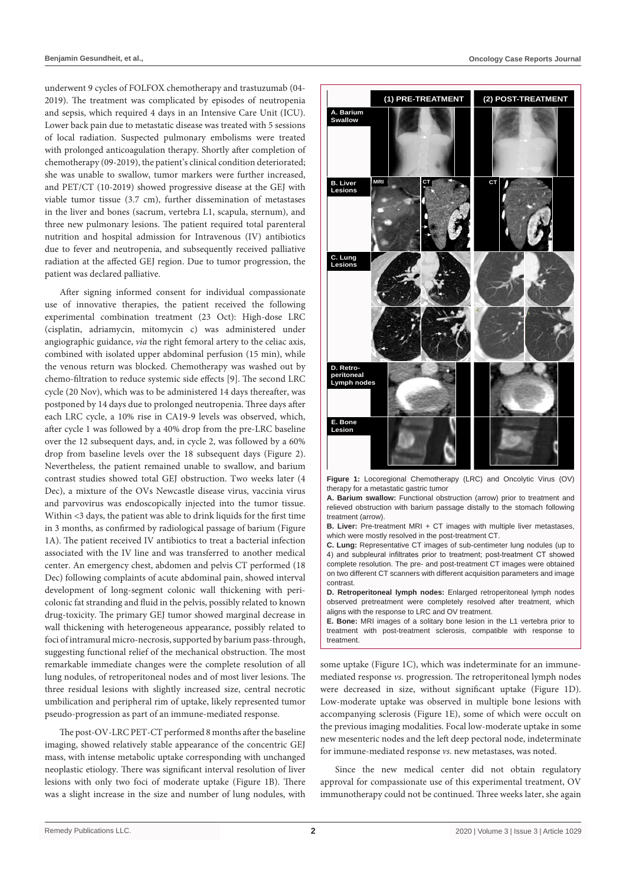underwent 9 cycles of FOLFOX chemotherapy and trastuzumab (04-2019). The treatment was complicated by episodes of neutropenia and sepsis, which required 4 days in an Intensive Care Unit (ICU). Lower back pain due to metastatic disease was treated with 5 sessions of local radiation. Suspected pulmonary embolisms were treated with prolonged anticoagulation therapy. Shortly after completion of chemotherapy (09-2019), the patient's clinical condition deteriorated; she was unable to swallow, tumor markers were further increased, and PET/CT (10-2019) showed progressive disease at the GEJ with viable tumor tissue (3.7 cm), further dissemination of metastases in the liver and bones (sacrum, vertebra L1, scapula, sternum), and three new pulmonary lesions. The patient required total parenteral nutrition and hospital admission for Intravenous (IV) antibiotics due to fever and neutropenia, and subsequently received palliative radiation at the affected GEJ region. Due to tumor progression, the patient was declared palliative.

After signing informed consent for individual compassionate use of innovative therapies, the patient received the following experimental combination treatment (23 Oct): High-dose LRC (cisplatin, adriamycin, mitomycin c) was administered under angiographic guidance, *via* the right femoral artery to the celiac axis, combined with isolated upper abdominal perfusion (15 min), while the venous return was blocked. Chemotherapy was washed out by chemo-filtration to reduce systemic side effects [9]. The second LRC cycle (20 Nov), which was to be administered 14 days thereafter, was postponed by 14 days due to prolonged neutropenia. Three days after each LRC cycle, a 10% rise in CA19-9 levels was observed, which, after cycle 1 was followed by a 40% drop from the pre-LRC baseline over the 12 subsequent days, and, in cycle 2, was followed by a 60% drop from baseline levels over the 18 subsequent days (Figure 2). Nevertheless, the patient remained unable to swallow, and barium contrast studies showed total GEJ obstruction. Two weeks later (4 Dec), a mixture of the OVs Newcastle disease virus, vaccinia virus and parvovirus was endoscopically injected into the tumor tissue. Within <3 days, the patient was able to drink liquids for the first time in 3 months, as confirmed by radiological passage of barium (Figure 1A). The patient received IV antibiotics to treat a bacterial infection associated with the IV line and was transferred to another medical center. An emergency chest, abdomen and pelvis CT performed (18 Dec) following complaints of acute abdominal pain, showed interval development of long-segment colonic wall thickening with pericolonic fat stranding and fluid in the pelvis, possibly related to known drug-toxicity. The primary GEJ tumor showed marginal decrease in wall thickening with heterogeneous appearance, possibly related to foci of intramural micro-necrosis, supported by barium pass-through, suggesting functional relief of the mechanical obstruction. The most remarkable immediate changes were the complete resolution of all lung nodules, of retroperitoneal nodes and of most liver lesions. The three residual lesions with slightly increased size, central necrotic umbilication and peripheral rim of uptake, likely represented tumor pseudo-progression as part of an immune-mediated response.

The post-OV-LRC PET-CT performed 8 months after the baseline imaging, showed relatively stable appearance of the concentric GEJ mass, with intense metabolic uptake corresponding with unchanged neoplastic etiology. There was significant interval resolution of liver lesions with only two foci of moderate uptake (Figure 1B). There was a slight increase in the size and number of lung nodules, with some uptake (Figure 1C), which was indeterminate for an immune-mediated response *vs.* progression. The retroperitoneal lymph nodes were decreased in size, without significant uptake (Figure 1D). Low-moderate uptake was observed in multiple bone lesions with accompanying sclerosis (Figure 1E), some of which were occult on the previous imaging modalities. Focal low-moderate uptake in some new mesenteric nodes and the left deep pectoral node, indeterminate for immune-mediated response *vs.* new metastases, was noted.

Since the new medical center did not obtain regulatory approval for compassionate use of this experimental treatment, OV immunotherapy could not be continued. Three weeks later, she again

**Figure 1:** Locoregional Chemotherapy (LRC) and Oncolytic Virus (OV) therapy for a metastatic gastric tumor

**A. Barium swallow:** Functional obstruction (arrow) prior to treatment and relieved obstruction with barium passage distally to the stomach following treatment (arrow).

**B. Liver:** Pre-treatment MRI + CT images with multiple liver metastases, which were mostly resolved in the post-treatment CT.

**C. Lung:** Representative CT images of sub-centimeter lung nodules (up to 4) and subpleural infiltrates prior to treatment; post-treatment CT showed complete resolution. The pre- and post-treatment CT images were obtained on two different CT scanners with different acquisition parameters and image contrast.

**D. Retroperitoneal lymph nodes:** Enlarged retroperitoneal lymph nodes observed pretreatment were completely resolved after treatment, which aligns with the response to LRC and OV treatment.

**E. Bone:** MRI images of a solitary bone lesion in the L1 vertebra prior to treatment with post-treatment sclerosis, compatible with response to treatment.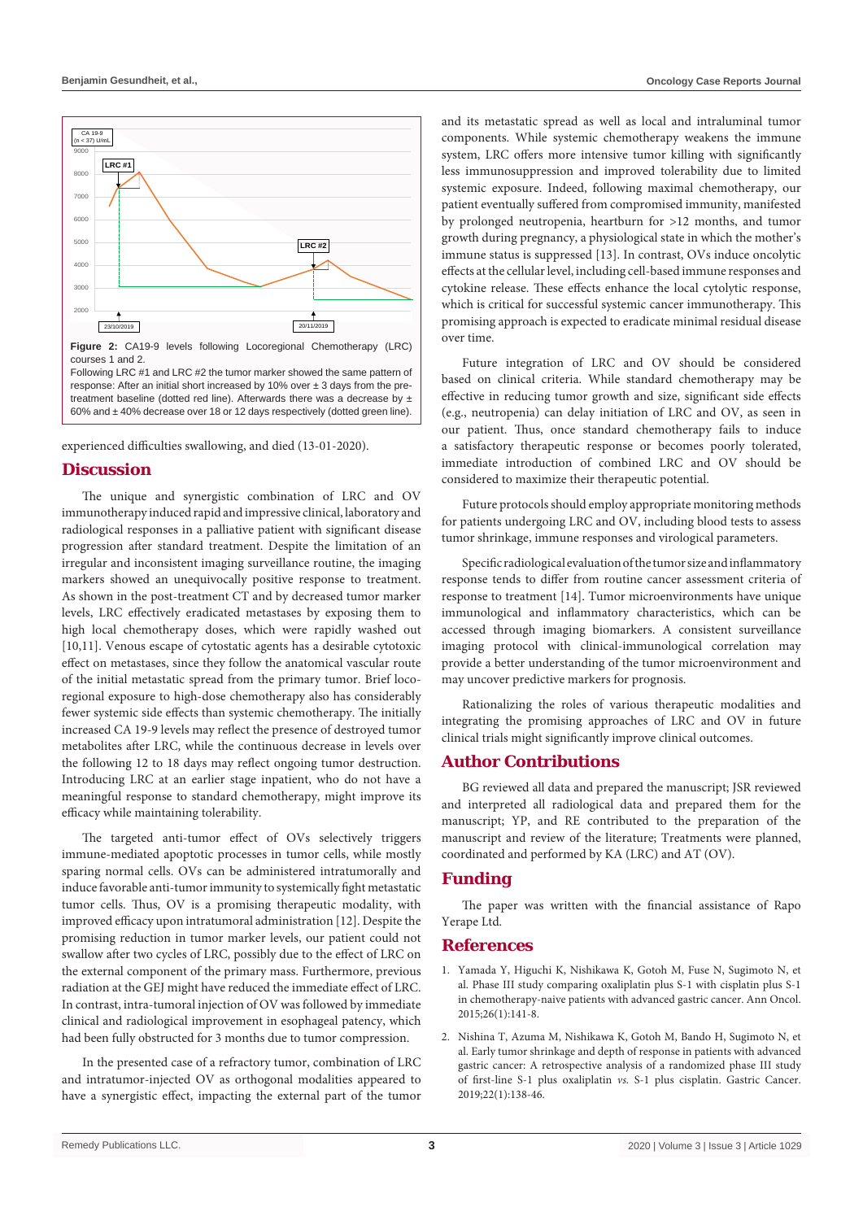**Figure 2:** CA19-9 levels following Locoregional Chemotherapy (LRC) courses 1 and 2.

Following LRC #1 and LRC #2 the tumor marker showed the same pattern of response: After an initial short increased by 10% over ± 3 days from the pre-treatment baseline (dotted red line). Afterwards there was a decrease by ± 60% and ± 40% decrease over 18 or 12 days respectively (dotted green line).

experienced difficulties swallowing, and died (13-01-2020).

## Discussion

The unique and synergistic combination of LRC and OV immunotherapy induced rapid and impressive clinical, laboratory and radiological responses in a palliative patient with significant disease progression after standard treatment. Despite the limitation of an irregular and inconsistent imaging surveillance routine, the imaging markers showed an unequivocally positive response to treatment. As shown in the post-treatment CT and by decreased tumor marker levels, LRC effectively eradicated metastases by exposing them to high local chemotherapy doses, which were rapidly washed out [10,11]. Venous escape of cytostatic agents has a desirable cytotoxic effect on metastases, since they follow the anatomical vascular route of the initial metastatic spread from the primary tumor. Brief loco-regional exposure to high-dose chemotherapy also has considerably fewer systemic side effects than systemic chemotherapy. The initially increased CA 19-9 levels may reflect the presence of destroyed tumor metabolites after LRC, while the continuous decrease in levels over the following 12 to 18 days may reflect ongoing tumor destruction. Introducing LRC at an earlier stage inpatient, who do not have a meaningful response to standard chemotherapy, might improve its efficacy while maintaining tolerability.

The targeted anti-tumor effect of OVs selectively triggers immune-mediated apoptotic processes in tumor cells, while mostly sparing normal cells. OVs can be administered intratumorally and induce favorable anti-tumor immunity to systemically fight metastatic tumor cells. Thus, OV is a promising therapeutic modality, with improved efficacy upon intratumoral administration [12]. Despite the promising reduction in tumor marker levels, our patient could not swallow after two cycles of LRC, possibly due to the effect of LRC on the external component of the primary mass. Furthermore, previous radiation at the GEJ might have reduced the immediate effect of LRC. In contrast, intra-tumoral injection of OV was followed by immediate clinical and radiological improvement in esophageal patency, which had been fully obstructed for 3 months due to tumor compression.

In the presented case of a refractory tumor, combination of LRC and intratumor-injected OV as orthogonal modalities appeared to have a synergistic effect, impacting the external part of the tumor and its metastatic spread as well as local and intraluminal tumor components. While systemic chemotherapy weakens the immune system, LRC offers more intensive tumor killing with significantly less immunosuppression and improved tolerability due to limited systemic exposure. Indeed, following maximal chemotherapy, our patient eventually suffered from compromised immunity, manifested by prolonged neutropenia, heartburn for >12 months, and tumor growth during pregnancy, a physiological state in which the mother's immune status is suppressed [13]. In contrast, OVs induce oncolytic effects at the cellular level, including cell-based immune responses and cytokine release. These effects enhance the local cytolytic response, which is critical for successful systemic cancer immunotherapy. This promising approach is expected to eradicate minimal residual disease over time.

Future integration of LRC and OV should be considered based on clinical criteria. While standard chemotherapy may be effective in reducing tumor growth and size, significant side effects (e.g., neutropenia) can delay initiation of LRC and OV, as seen in our patient. Thus, once standard chemotherapy fails to induce a satisfactory therapeutic response or becomes poorly tolerated, immediate introduction of combined LRC and OV should be considered to maximize their therapeutic potential.

Future protocols should employ appropriate monitoring methods for patients undergoing LRC and OV, including blood tests to assess tumor shrinkage, immune responses and virological parameters.

Specific radiological evaluation of the tumor size and inflammatory response tends to differ from routine cancer assessment criteria of response to treatment [14]. Tumor microenvironments have unique immunological and inflammatory characteristics, which can be accessed through imaging biomarkers. A consistent surveillance imaging protocol with clinical-immunological correlation may provide a better understanding of the tumor microenvironment and may uncover predictive markers for prognosis.

Rationalizing the roles of various therapeutic modalities and integrating the promising approaches of LRC and OV in future clinical trials might significantly improve clinical outcomes.

## Author Contributions

BG reviewed all data and prepared the manuscript; JSR reviewed and interpreted all radiological data and prepared them for the manuscript; YP, and RE contributed to the preparation of the manuscript and review of the literature; Treatments were planned, coordinated and performed by KA (LRC) and AT (OV).

## Funding

The paper was written with the financial assistance of Rapo Yerape Ltd.

## References

1. Yamada Y, Higuchi K, Nishikawa K, Gotoh M, Fuse N, Sugimoto N, et al. Phase III study comparing oxaliplatin plus S-1 with cisplatin plus S-1 in chemotherapy-naive patients with advanced gastric cancer. Ann Oncol. 2015;26(1):141-8.
2. Nishina T, Azuma M, Nishikawa K, Gotoh M, Bando H, Sugimoto N, et al. Early tumor shrinkage and depth of response in patients with advanced gastric cancer: A retrospective analysis of a randomized phase III study of first-line S-1 plus oxaliplatin *vs.* S-1 plus cisplatin. Gastric Cancer. 2019;22(1):138-46.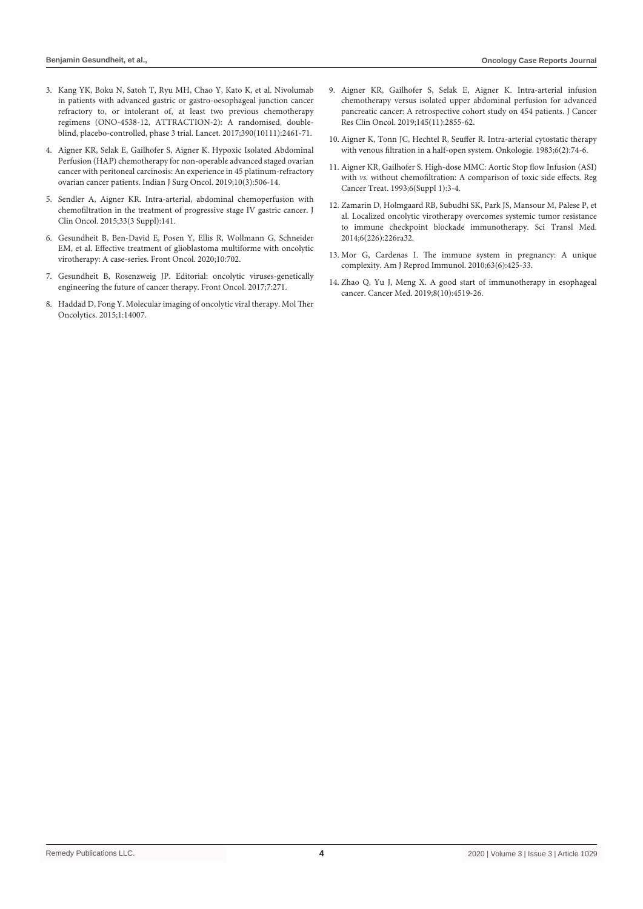3. Kang YK, Boku N, Satoh T, Ryu MH, Chao Y, Kato K, et al. Nivolumab in patients with advanced gastric or gastro-oesophageal junction cancer refractory to, or intolerant of, at least two previous chemotherapy regimens (ONO-4538-12, ATTRACTION-2): A randomised, double-blind, placebo-controlled, phase 3 trial. Lancet. 2017;390(10111):2461-71.

4. Aigner KR, Selak E, Gailhofer S, Aigner K. Hypoxic Isolated Abdominal Perfusion (HAP) chemotherapy for non-operable advanced staged ovarian cancer with peritoneal carcinosis: An experience in 45 platinum-refractory ovarian cancer patients. Indian J Surg Oncol. 2019;10(3):506-14.

5. Sendler A, Aigner KR. Intra-arterial, abdominal chemoperfusion with chemofiltration in the treatment of progressive stage IV gastric cancer. J Clin Oncol. 2015;33(3 Suppl):141.

6. Gesundheit B, Ben-David E, Posen Y, Ellis R, Wollmann G, Schneider EM, et al. Effective treatment of glioblastoma multiforme with oncolytic virotherapy: A case-series. Front Oncol. 2020;10:702.

7. Gesundheit B, Rosenzweig JP. Editorial: oncolytic viruses-genetically engineering the future of cancer therapy. Front Oncol. 2017;7:271.

8. Haddad D, Fong Y. Molecular imaging of oncolytic viral therapy. Mol Ther Oncolytics. 2015;1:14007.

9. Aigner KR, Gailhofer S, Selak E, Aigner K. Intra-arterial infusion chemotherapy versus isolated upper abdominal perfusion for advanced pancreatic cancer: A retrospective cohort study on 454 patients. J Cancer Res Clin Oncol. 2019;145(11):2855-62.

10. Aigner K, Tonn JC, Hechtel R, Seuffer R. Intra-arterial cytostatic therapy with venous filtration in a half-open system. Onkologie. 1983;6(2):74-6.

11. Aigner KR, Gailhofer S. High-dose MMC: Aortic Stop flow Infusion (ASI) with *vs.* without chemofiltration: A comparison of toxic side effects. Reg Cancer Treat. 1993;6(Suppl 1):3-4.

12. Zamarin D, Holmgaard RB, Subudhi SK, Park JS, Mansour M, Palese P, et al. Localized oncolytic virotherapy overcomes systemic tumor resistance to immune checkpoint blockade immunotherapy. Sci Transl Med. 2014;6(226):226ra32.

13. Mor G, Cardenas I. The immune system in pregnancy: A unique complexity. Am J Reprod Immunol. 2010;63(6):425-33.

14. Zhao Q, Yu J, Meng X. A good start of immunotherapy in esophageal cancer. Cancer Med. 2019;8(10):4519-26.